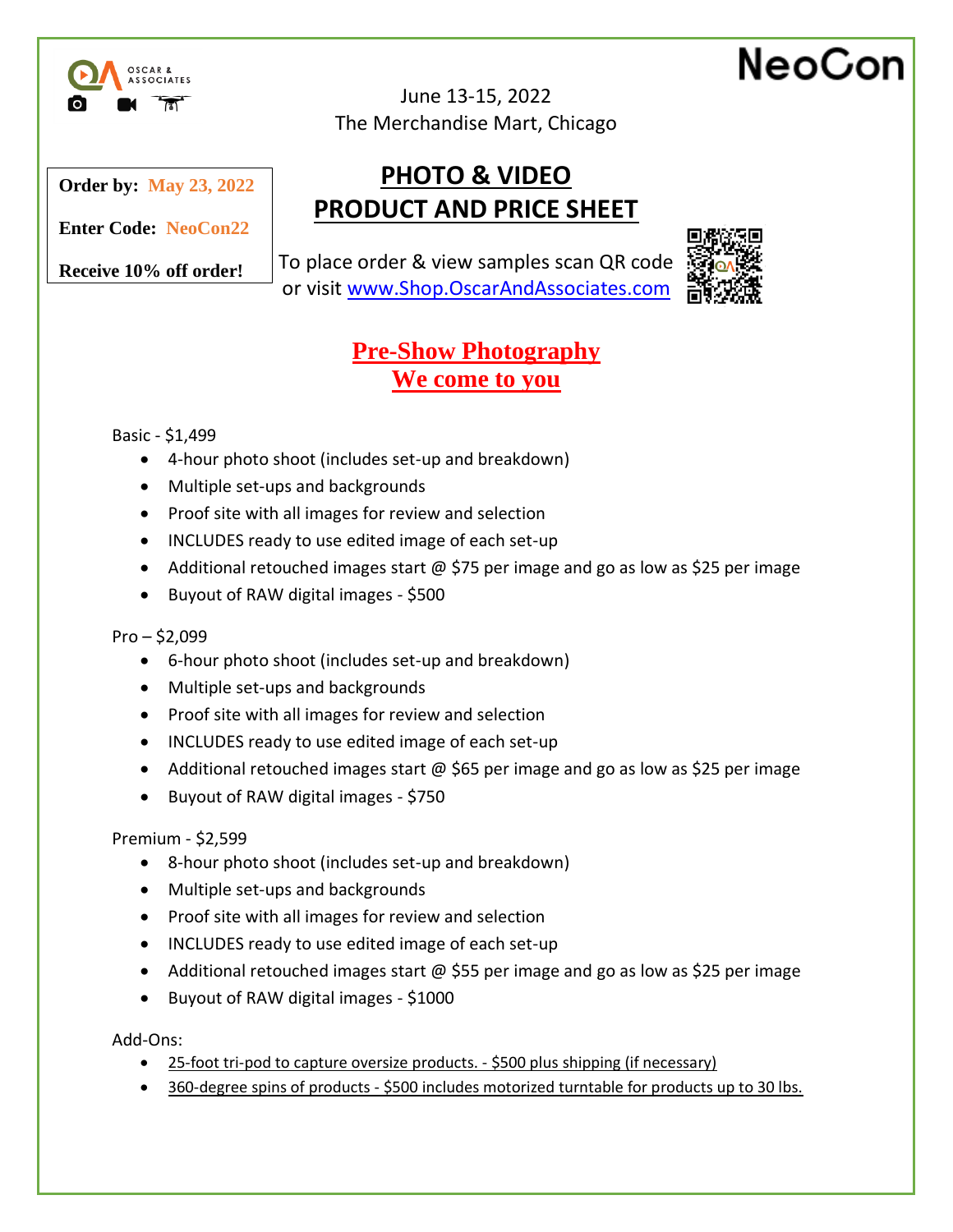OSCAR & ASSOCIATES

NeoCon

June 13-15, 2022
The Merchandise Mart, Chicago

**Order by:** **May 23, 2022**

**Enter Code:** **NeoCon22**

**Receive 10% off order!**

# PHOTO & VIDEO PRODUCT AND PRICE SHEET

To place order & view samples scan QR code or visit [www.Shop.OscarAndAssociates.com](http://www.Shop.OscarAndAssociates.com)

## Pre-Show Photography
## We come to you

Basic - $1,499

- 4-hour photo shoot (includes set-up and breakdown)
- Multiple set-ups and backgrounds
- Proof site with all images for review and selection
- INCLUDES ready to use edited image of each set-up
- Additional retouched images start @ $75 per image and go as low as $25 per image
- Buyout of RAW digital images - $500

Pro – $2,099

- 6-hour photo shoot (includes set-up and breakdown)
- Multiple set-ups and backgrounds
- Proof site with all images for review and selection
- INCLUDES ready to use edited image of each set-up
- Additional retouched images start @ $65 per image and go as low as $25 per image
- Buyout of RAW digital images - $750

Premium - $2,599

- 8-hour photo shoot (includes set-up and breakdown)
- Multiple set-ups and backgrounds
- Proof site with all images for review and selection
- INCLUDES ready to use edited image of each set-up
- Additional retouched images start @ $55 per image and go as low as $25 per image
- Buyout of RAW digital images - $1000

Add-Ons:

- 25-foot tri-pod to capture oversize products. - $500 plus shipping (if necessary)
- 360-degree spins of products - $500 includes motorized turntable for products up to 30 lbs.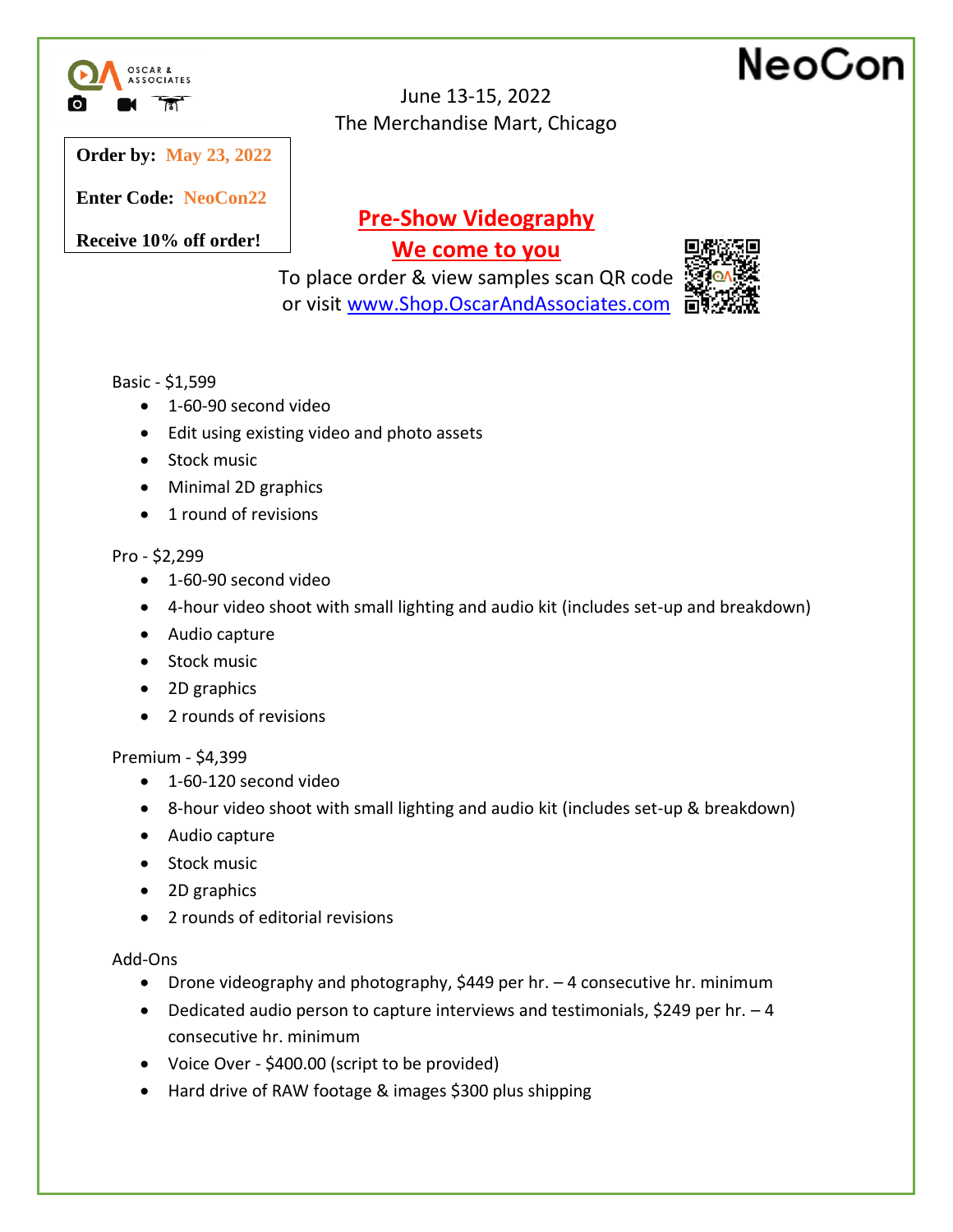OSCAR & ASSOCIATES

NeoCon

June 13-15, 2022
The Merchandise Mart, Chicago

**Order by: May 23, 2022**

**Enter Code: NeoCon22**

**Receive 10% off order!**

## Pre-Show Videography

## We come to you

To place order & view samples scan QR code or visit [www.Shop.OscarAndAssociates.com](http://www.Shop.OscarAndAssociates.com)

Basic - $1,599

- 1-60-90 second video
- Edit using existing video and photo assets
- Stock music
- Minimal 2D graphics
- 1 round of revisions

Pro - $2,299

- 1-60-90 second video
- 4-hour video shoot with small lighting and audio kit (includes set-up and breakdown)
- Audio capture
- Stock music
- 2D graphics
- 2 rounds of revisions

Premium - $4,399

- 1-60-120 second video
- 8-hour video shoot with small lighting and audio kit (includes set-up & breakdown)
- Audio capture
- Stock music
- 2D graphics
- 2 rounds of editorial revisions

Add-Ons

- Drone videography and photography, $449 per hr. – 4 consecutive hr. minimum
- Dedicated audio person to capture interviews and testimonials, $249 per hr. – 4 consecutive hr. minimum
- Voice Over - $400.00 (script to be provided)
- Hard drive of RAW footage & images $300 plus shipping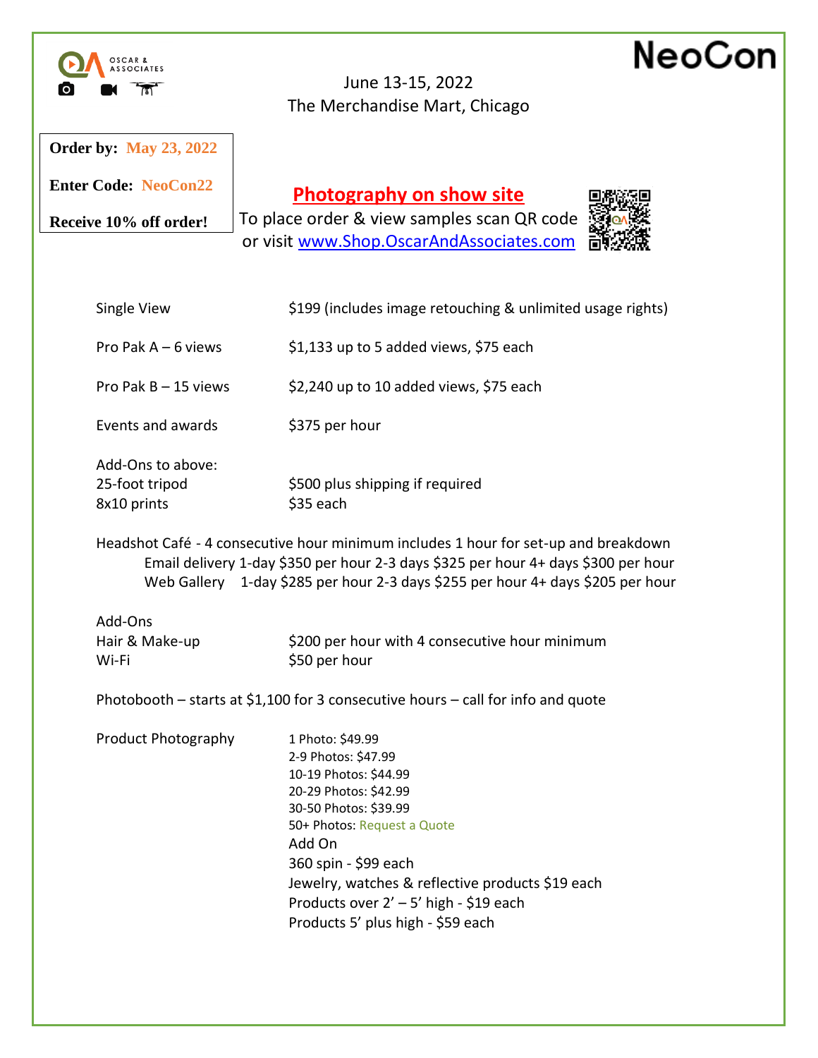OSCAR & ASSOCIATES

NeoCon

June 13-15, 2022
The Merchandise Mart, Chicago

**Order by: May 23, 2022**

**Enter Code: NeoCon22**

**Receive 10% off order!**

## Photography on show site

To place order & view samples scan QR code or visit www.Shop.OscarAndAssociates.com

| | |
|---|---|
| Single View | $199 (includes image retouching & unlimited usage rights) |
| Pro Pak A – 6 views | $1,133 up to 5 added views, $75 each |
| Pro Pak B – 15 views | $2,240 up to 10 added views, $75 each |
| Events and awards | $375 per hour |

Add-Ons to above:

| | |
|---|---|
| 25-foot tripod | $500 plus shipping if required |
| 8x10 prints | $35 each |

Headshot Café - 4 consecutive hour minimum includes 1 hour for set-up and breakdown

- Email delivery 1-day $350 per hour 2-3 days $325 per hour 4+ days $300 per hour
- Web Gallery 1-day $285 per hour 2-3 days $255 per hour 4+ days $205 per hour

Add-Ons

| | |
|---|---|
| Hair & Make-up | $200 per hour with 4 consecutive hour minimum |
| Wi-Fi | $50 per hour |

Photobooth – starts at $1,100 for 3 consecutive hours – call for info and quote

Product Photography

- 1 Photo: $49.99
- 2-9 Photos: $47.99
- 10-19 Photos: $44.99
- 20-29 Photos: $42.99
- 30-50 Photos: $39.99
- 50+ Photos: Request a Quote

Add On

- 360 spin - $99 each
- Jewelry, watches & reflective products $19 each
- Products over 2' – 5' high - $19 each
- Products 5' plus high - $59 each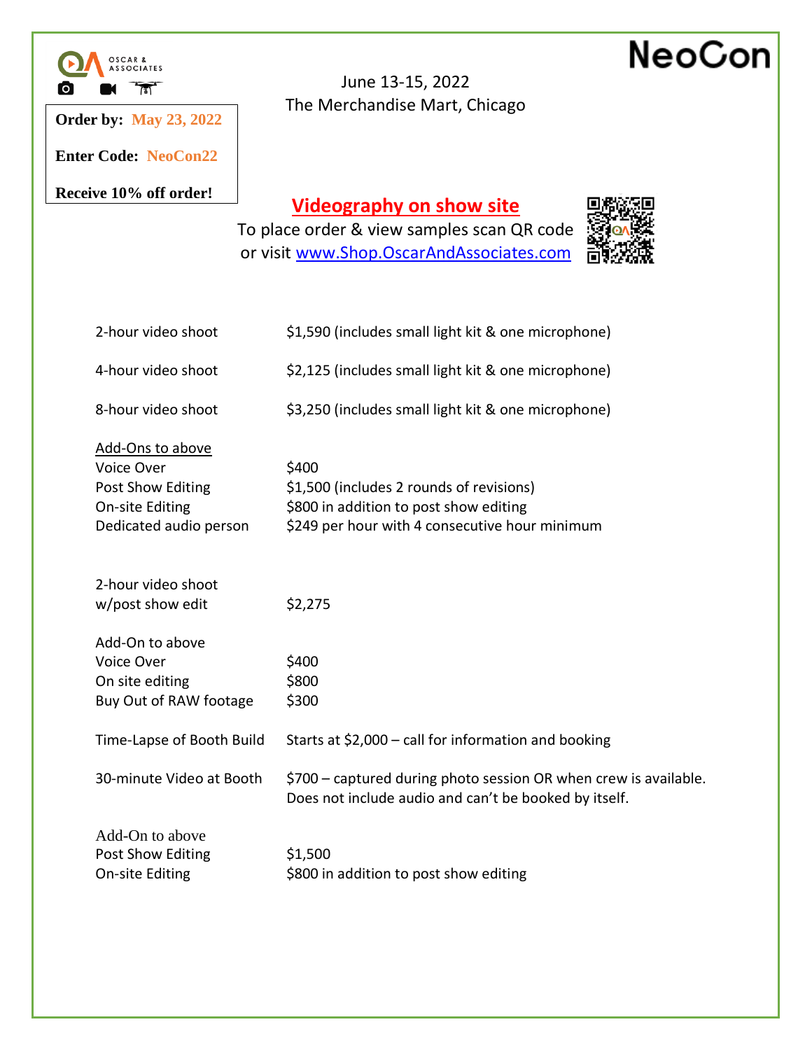OSCAR & ASSOCIATES

NeoCon

**Order by:** **May 23, 2022**

**Enter Code:** **NeoCon22**

**Receive 10% off order!**

June 13-15, 2022
The Merchandise Mart, Chicago

## Videography on show site

To place order & view samples scan QR code or visit www.Shop.OscarAndAssociates.com

| | |
|---|---|
| 2-hour video shoot | $1,590 (includes small light kit & one microphone) |
| 4-hour video shoot | $2,125 (includes small light kit & one microphone) |
| 8-hour video shoot | $3,250 (includes small light kit & one microphone) |

Add-Ons to above

| | |
|---|---|
| Voice Over | $400 |
| Post Show Editing | $1,500 (includes 2 rounds of revisions) |
| On-site Editing | $800 in addition to post show editing |
| Dedicated audio person | $249 per hour with 4 consecutive hour minimum |

| | |
|---|---|
| 2-hour video shoot w/post show edit | $2,275 |

Add-On to above

| | |
|---|---|
| Voice Over | $400 |
| On site editing | $800 |
| Buy Out of RAW footage | $300 |

| | |
|---|---|
| Time-Lapse of Booth Build | Starts at $2,000 – call for information and booking |
| 30-minute Video at Booth | $700 – captured during photo session OR when crew is available. Does not include audio and can't be booked by itself. |

Add-On to above

| | |
|---|---|
| Post Show Editing | $1,500 |
| On-site Editing | $800 in addition to post show editing |